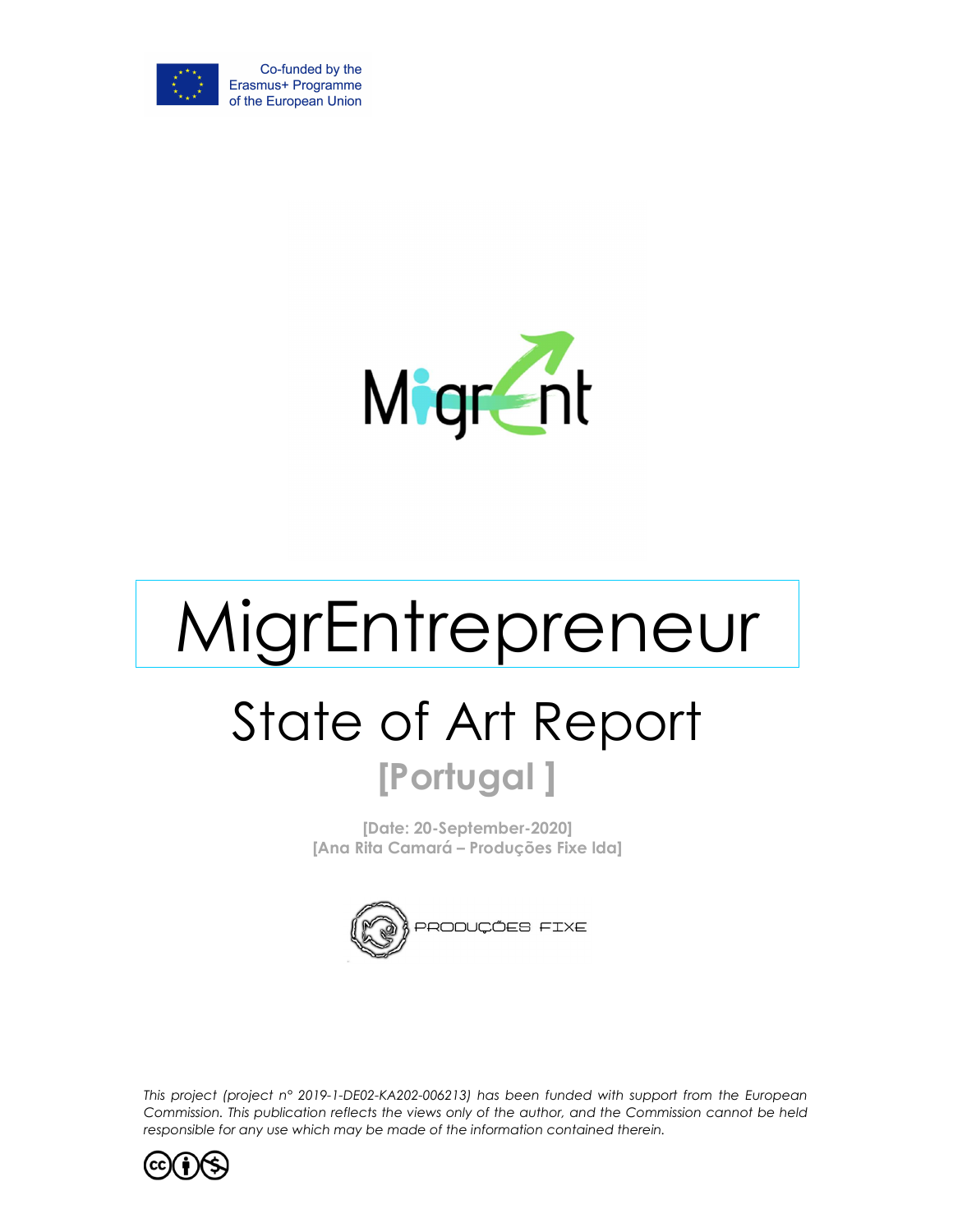Co-funded by the Erasmus+ Programme of the European Union

Migrent

# MigrEntrepreneur

## State of Art Report

**[Portugal ]**

**[Date: 20-September-2020]**
**[Ana Rita Camará – Produções Fixe lda]**

PRODUÇÕES FIXE

*This project (project n° 2019-1-DE02-KA202-006213) has been funded with support from the European Commission. This publication reflects the views only of the author, and the Commission cannot be held responsible for any use which may be made of the information contained therein.*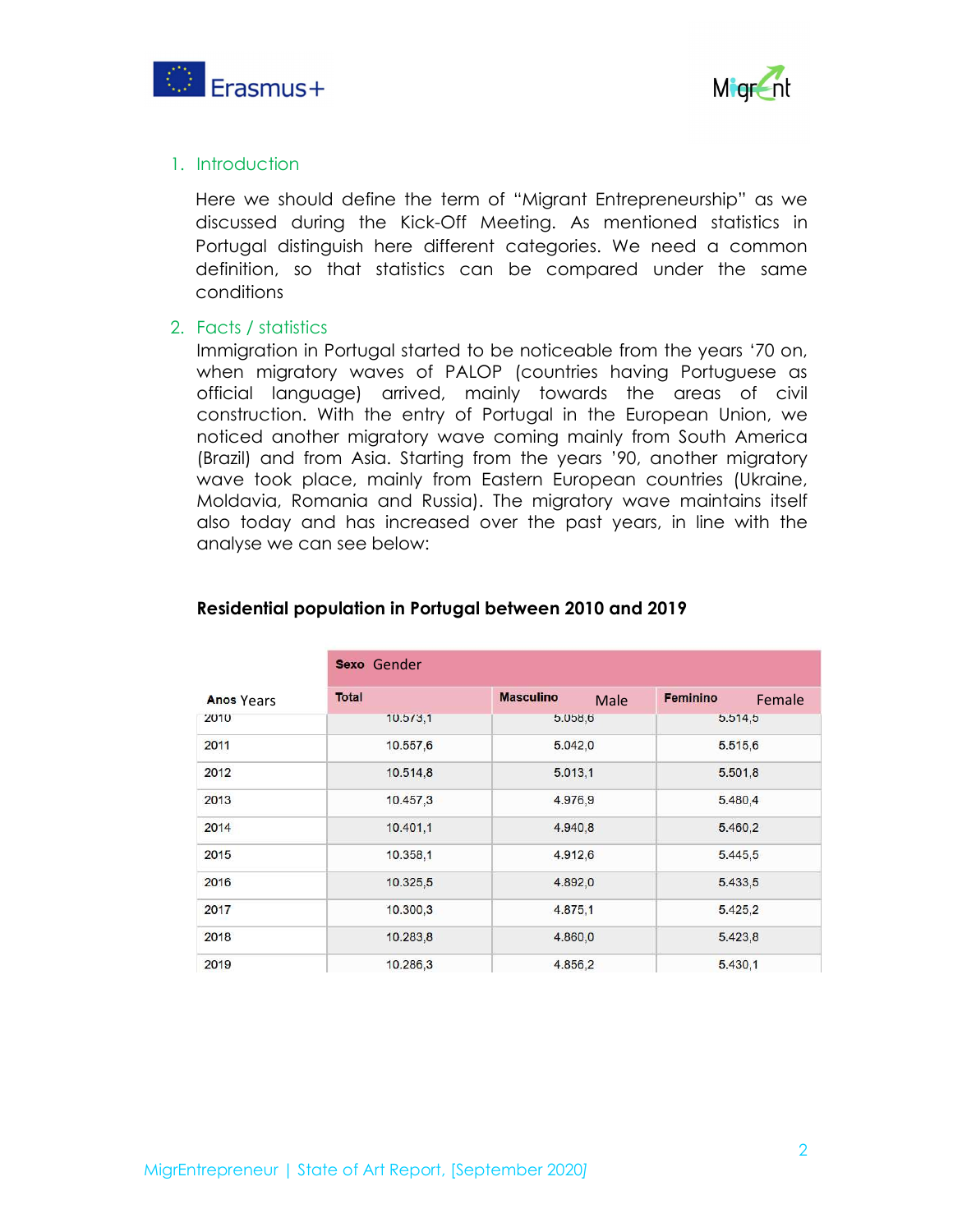1. Introduction

   Here we should define the term of "Migrant Entrepreneurship" as we discussed during the Kick-Off Meeting. As mentioned statistics in Portugal distinguish here different categories. We need a common definition, so that statistics can be compared under the same conditions

2. Facts / statistics

   Immigration in Portugal started to be noticeable from the years '70 on, when migratory waves of PALOP (countries having Portuguese as official language) arrived, mainly towards the areas of civil construction. With the entry of Portugal in the European Union, we noticed another migratory wave coming mainly from South America (Brazil) and from Asia. Starting from the years '90, another migratory wave took place, mainly from Eastern European countries (Ukraine, Moldavia, Romania and Russia). The migratory wave maintains itself also today and has increased over the past years, in line with the analyse we can see below:

**Residential population in Portugal between 2010 and 2019**

| | **Sexo** Gender | | |
|---|---|---|---|
| **Anos** Years | **Total** | **Masculino** Male | **Feminino** Female |
| 2010 | 10.573,1 | 5.058,6 | 5.514,5 |
| 2011 | 10.557,6 | 5.042,0 | 5.515,6 |
| 2012 | 10.514,8 | 5.013,1 | 5.501,8 |
| 2013 | 10.457,3 | 4.976,9 | 5.480,4 |
| 2014 | 10.401,1 | 4.940,8 | 5.460,2 |
| 2015 | 10.358,1 | 4.912,6 | 5.445,5 |
| 2016 | 10.325,5 | 4.892,0 | 5.433,5 |
| 2017 | 10.300,3 | 4.875,1 | 5.425,2 |
| 2018 | 10.283,8 | 4.860,0 | 5.423,8 |
| 2019 | 10.286,3 | 4.856,2 | 5.430,1 |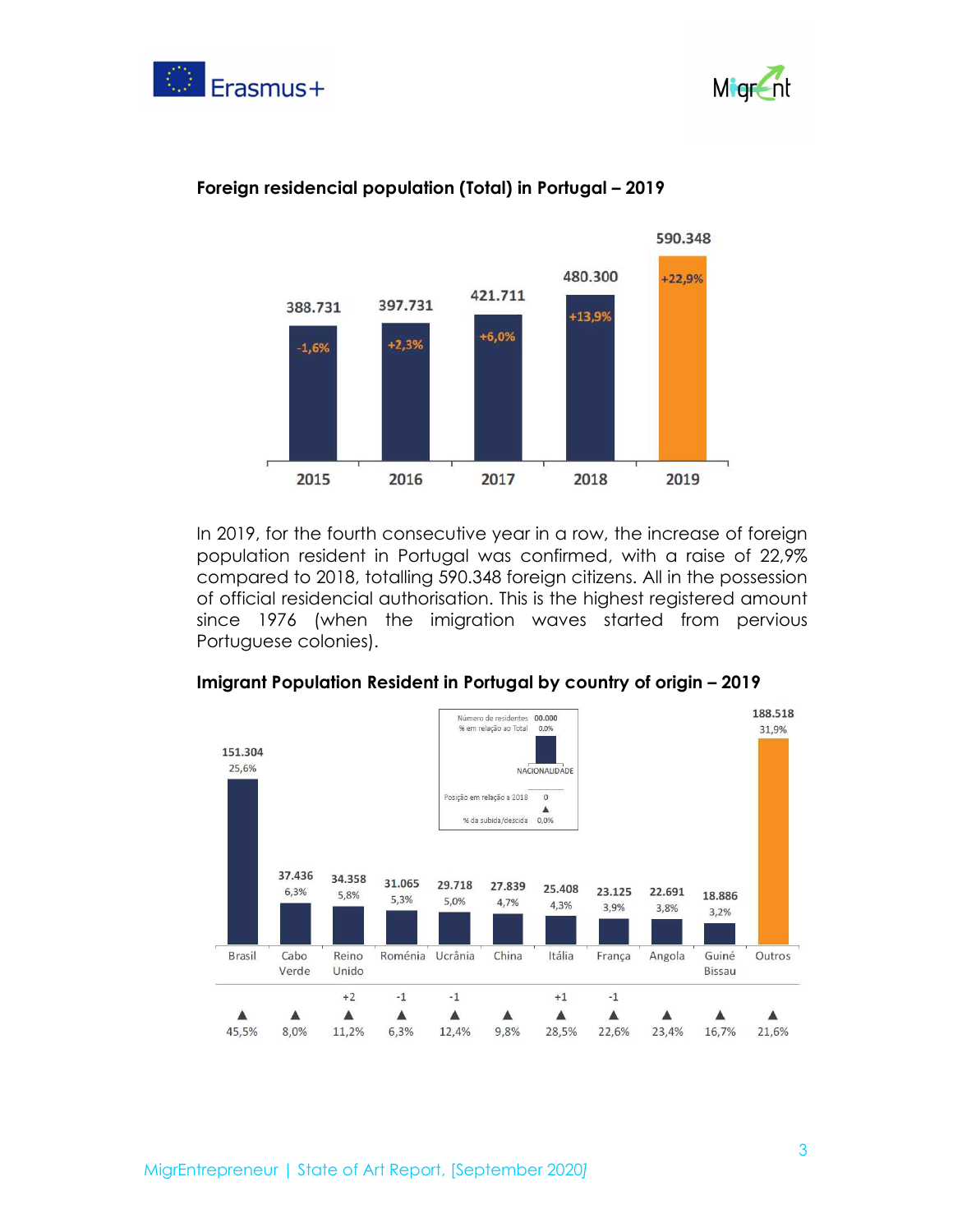**Foreign residencial population (Total) in Portugal – 2019**

| Year | Total | Change |
|---|---|---|
| 2015 | 388.731 | -1,6% |
| 2016 | 397.731 | +2,3% |
| 2017 | 421.711 | +6,0% |
| 2018 | 480.300 | +13,9% |
| 2019 | 590.348 | +22,9% |

In 2019, for the fourth consecutive year in a row, the increase of foreign population resident in Portugal was confirmed, with a raise of 22,9% compared to 2018, totalling 590.348 foreign citizens. All in the possession of official residencial authorisation. This is the highest registered amount since 1976 (when the imigration waves started from pervious Portuguese colonies).

**Imigrant Population Resident in Portugal by country of origin – 2019**

Legend: Número de residentes 00.000; % em relação ao Total 0,0%; NACIONALIDADE; Posição em relação a 2018 0; % da subida/descida 0,0%

| Nacionalidade | Número de residentes | % em relação ao Total | Posição em relação a 2018 | % da subida/descida |
|---|---|---|---|---|
| Brasil | 151.304 | 25,6% | | ▲ 45,5% |
| Cabo Verde | 37.436 | 6,3% | | ▲ 8,0% |
| Reino Unido | 34.358 | 5,8% | +2 | ▲ 11,2% |
| Roménia | 31.065 | 5,3% | -1 | ▲ 6,3% |
| Ucrânia | 29.718 | 5,0% | -1 | ▲ 12,4% |
| China | 27.839 | 4,7% | | ▲ 9,8% |
| Itália | 25.408 | 4,3% | +1 | ▲ 28,5% |
| França | 23.125 | 3,9% | -1 | ▲ 22,6% |
| Angola | 22.691 | 3,8% | | ▲ 23,4% |
| Guiné Bissau | 18.886 | 3,2% | | ▲ 16,7% |
| Outros | 188.518 | 31,9% | | ▲ 21,6% |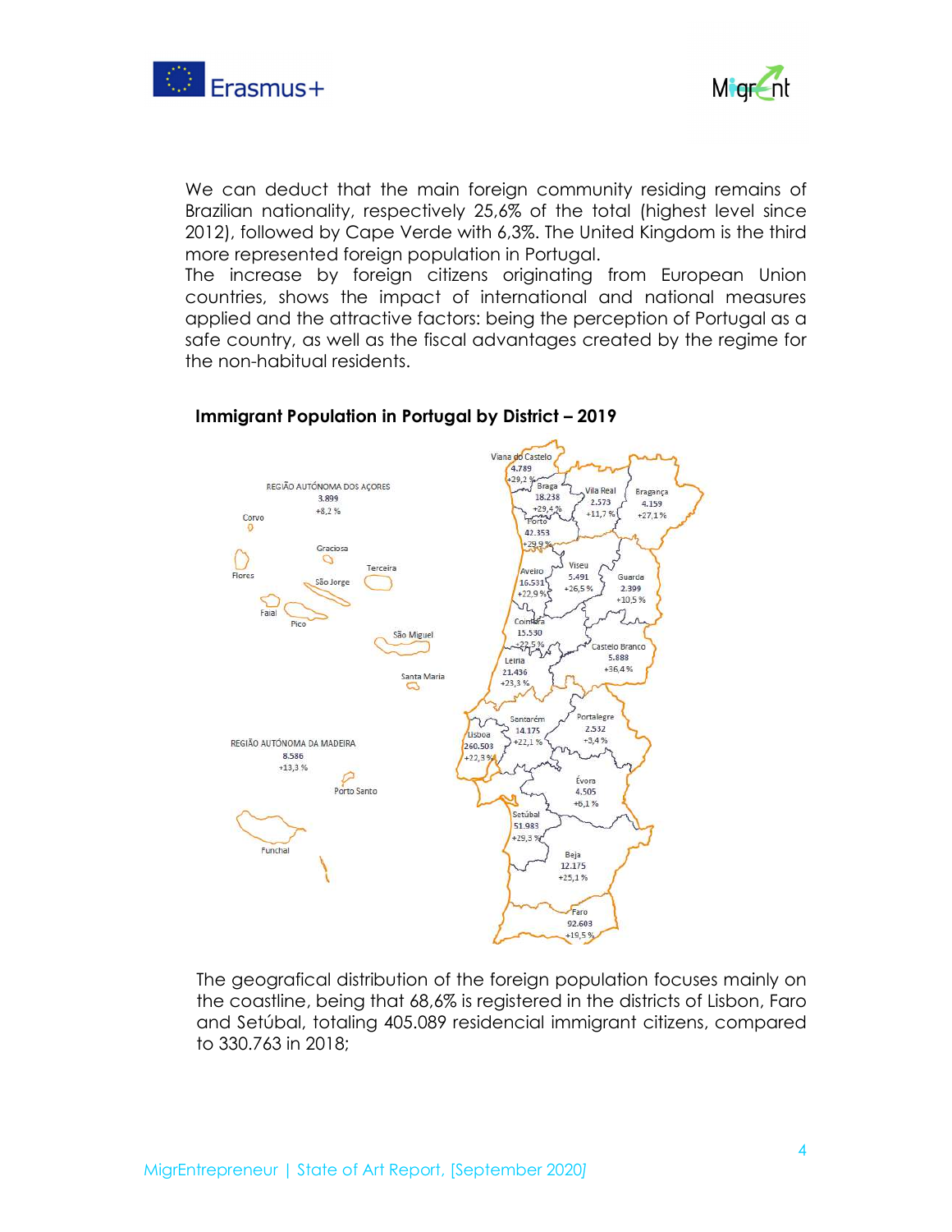We can deduct that the main foreign community residing remains of Brazilian nationality, respectively 25,6% of the total (highest level since 2012), followed by Cape Verde with 6,3%. The United Kingdom is the third more represented foreign population in Portugal.
The increase by foreign citizens originating from European Union countries, shows the impact of international and national measures applied and the attractive factors: being the perception of Portugal as a safe country, as well as the fiscal advantages created by the regime for the non-habitual residents.

**Immigrant Population in Portugal by District – 2019**

The geografical distribution of the foreign population focuses mainly on the coastline, being that 68,6% is registered in the districts of Lisbon, Faro and Setúbal, totaling 405.089 residencial immigrant citizens, compared to 330.763 in 2018;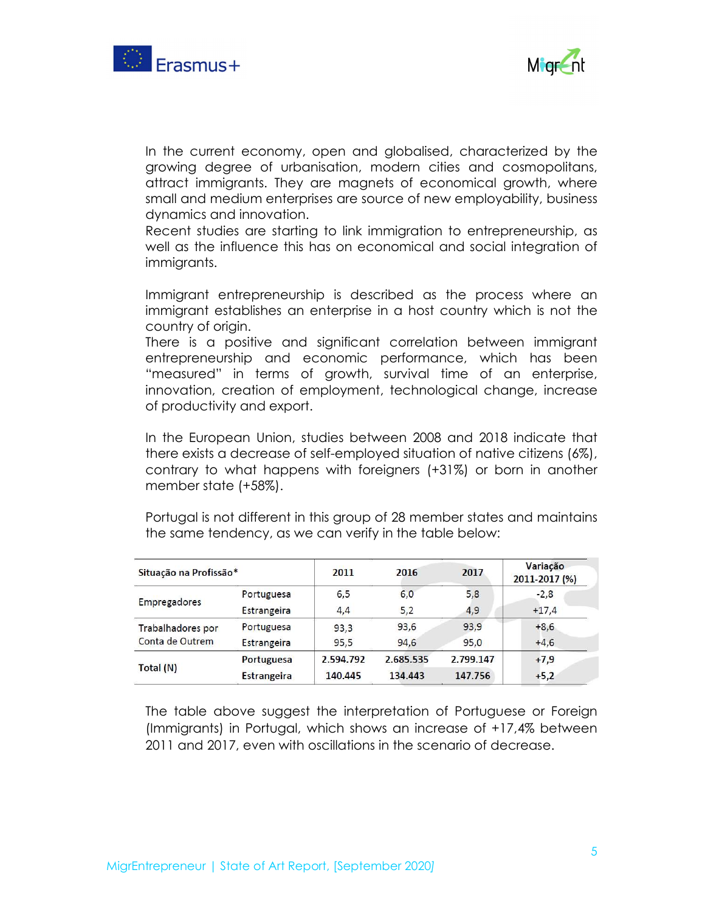In the current economy, open and globalised, characterized by the growing degree of urbanisation, modern cities and cosmopolitans, attract immigrants. They are magnets of economical growth, where small and medium enterprises are source of new employability, business dynamics and innovation.
Recent studies are starting to link immigration to entrepreneurship, as well as the influence this has on economical and social integration of immigrants.

Immigrant entrepreneurship is described as the process where an immigrant establishes an enterprise in a host country which is not the country of origin.
There is a positive and significant correlation between immigrant entrepreneurship and economic performance, which has been "measured" in terms of growth, survival time of an enterprise, innovation, creation of employment, technological change, increase of productivity and export.

In the European Union, studies between 2008 and 2018 indicate that there exists a decrease of self-employed situation of native citizens (6%), contrary to what happens with foreigners (+31%) or born in another member state (+58%).

Portugal is not different in this group of 28 member states and maintains the same tendency, as we can verify in the table below:

| Situação na Profissão* | | 2011 | 2016 | 2017 | Variação 2011-2017 (%) |
|---|---|---|---|---|---|
| Empregadores | Portuguesa | 6,5 | 6,0 | 5,8 | -2,8 |
| | Estrangeira | 4,4 | 5,2 | 4,9 | +17,4 |
| Trabalhadores por Conta de Outrem | Portuguesa | 93,3 | 93,6 | 93,9 | +8,6 |
| | Estrangeira | 95,5 | 94,6 | 95,0 | +4,6 |
| Total (N) | Portuguesa | 2.594.792 | 2.685.535 | 2.799.147 | +7,9 |
| | Estrangeira | 140.445 | 134.443 | 147.756 | +5,2 |

The table above suggest the interpretation of Portuguese or Foreign (Immigrants) in Portugal, which shows an increase of +17,4% between 2011 and 2017, even with oscillations in the scenario of decrease.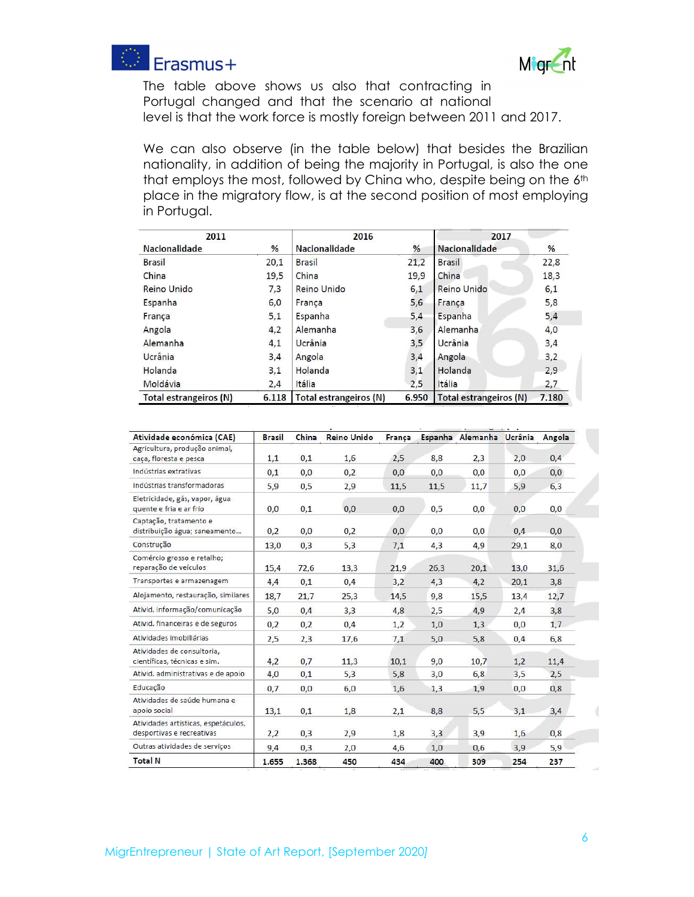The table above shows us also that contracting in Portugal changed and that the scenario at national level is that the work force is mostly foreign between 2011 and 2017.

We can also observe (in the table below) that besides the Brazilian nationality, in addition of being the majority in Portugal, is also the one that employs the most, followed by China who, despite being on the 6th place in the migratory flow, is at the second position of most employing in Portugal.

| 2011 | | 2016 | | 2017 | |
|---|---|---|---|---|---|
| Nacionalidade | % | Nacionalidade | % | Nacionalidade | % |
| Brasil | 20,1 | Brasil | 21,2 | Brasil | 22,8 |
| China | 19,5 | China | 19,9 | China | 18,3 |
| Reino Unido | 7,3 | Reino Unido | 6,1 | Reino Unido | 6,1 |
| Espanha | 6,0 | França | 5,6 | França | 5,8 |
| França | 5,1 | Espanha | 5,4 | Espanha | 5,4 |
| Angola | 4,2 | Alemanha | 3,6 | Alemanha | 4,0 |
| Alemanha | 4,1 | Ucrânia | 3,5 | Ucrânia | 3,4 |
| Ucrânia | 3,4 | Angola | 3,4 | Angola | 3,2 |
| Holanda | 3,1 | Holanda | 3,1 | Holanda | 2,9 |
| Moldávia | 2,4 | Itália | 2,5 | Itália | 2,7 |
| Total estrangeiros (N) | 6.118 | Total estrangeiros (N) | 6.950 | Total estrangeiros (N) | 7.180 |

| Atividade económica (CAE) | Brasil | China | Reino Unido | França | Espanha | Alemanha | Ucrânia | Angola |
|---|---|---|---|---|---|---|---|---|
| Agricultura, produção animal, caça, floresta e pesca | 1,1 | 0,1 | 1,6 | 2,5 | 8,8 | 2,3 | 2,0 | 0,4 |
| Indústrias extrativas | 0,1 | 0,0 | 0,2 | 0,0 | 0,0 | 0,0 | 0,0 | 0,0 |
| Indústrias transformadoras | 5,9 | 0,5 | 2,9 | 11,5 | 11,5 | 11,7 | 5,9 | 6,3 |
| Eletricidade, gás, vapor, água quente e fria e ar frio | 0,0 | 0,1 | 0,0 | 0,0 | 0,5 | 0,0 | 0,0 | 0,0 |
| Captação, tratamento e distribuição água; saneamento... | 0,2 | 0,0 | 0,2 | 0,0 | 0,0 | 0,0 | 0,4 | 0,0 |
| Construção | 13,0 | 0,3 | 5,3 | 7,1 | 4,3 | 4,9 | 29,1 | 8,0 |
| Comércio grosso e retalho; reparação de veículos | 15,4 | 72,6 | 13,3 | 21,9 | 26,3 | 20,1 | 13,0 | 31,6 |
| Transportes e armazenagem | 4,4 | 0,1 | 0,4 | 3,2 | 4,3 | 4,2 | 20,1 | 3,8 |
| Alojamento, restauração, similares | 18,7 | 21,7 | 25,3 | 14,5 | 9,8 | 15,5 | 13,4 | 12,7 |
| Ativid. informação/comunicação | 5,0 | 0,4 | 3,3 | 4,8 | 2,5 | 4,9 | 2,4 | 3,8 |
| Ativid. financeiras e de seguros | 0,2 | 0,2 | 0,4 | 1,2 | 1,0 | 1,3 | 0,0 | 1,7 |
| Atividades imobiliárias | 2,5 | 2,3 | 17,6 | 7,1 | 5,0 | 5,8 | 0,4 | 6,8 |
| Atividades de consultoria, científicas, técnicas e sim. | 4,2 | 0,7 | 11,3 | 10,1 | 9,0 | 10,7 | 1,2 | 11,4 |
| Ativid. administrativas e de apoio | 4,0 | 0,1 | 5,3 | 5,8 | 3,0 | 6,8 | 3,5 | 2,5 |
| Educação | 0,7 | 0,0 | 6,0 | 1,6 | 1,3 | 1,9 | 0,0 | 0,8 |
| Atividades de saúde humana e apoio social | 13,1 | 0,1 | 1,8 | 2,1 | 8,8 | 5,5 | 3,1 | 3,4 |
| Atividades artísticas, espetáculos, desportivas e recreativas | 2,2 | 0,3 | 2,9 | 1,8 | 3,3 | 3,9 | 1,6 | 0,8 |
| Outras atividades de serviços | 9,4 | 0,3 | 2,0 | 4,6 | 1,0 | 0,6 | 3,9 | 5,9 |
| Total N | 1.655 | 1.368 | 450 | 434 | 400 | 309 | 254 | 237 |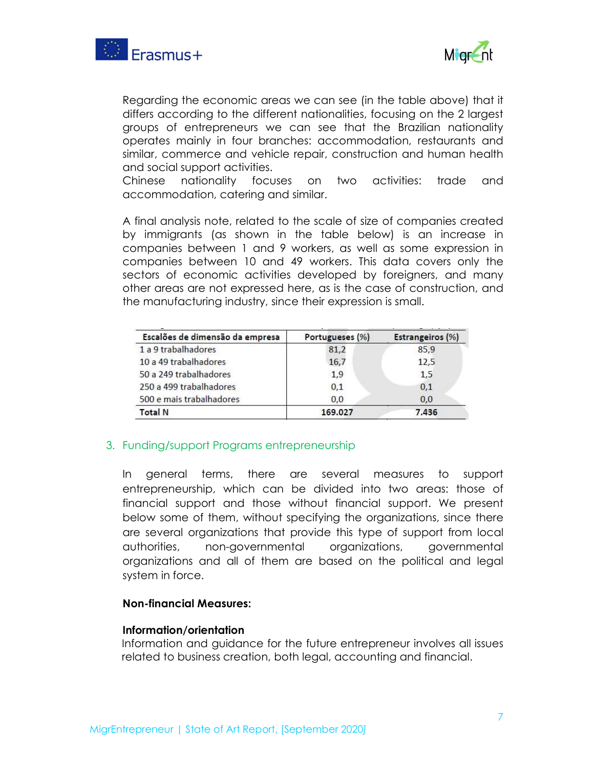Regarding the economic areas we can see (in the table above) that it differs according to the different nationalities, focusing on the 2 largest groups of entrepreneurs we can see that the Brazilian nationality operates mainly in four branches: accommodation, restaurants and similar, commerce and vehicle repair, construction and human health and social support activities.

Chinese nationality focuses on two activities: trade and accommodation, catering and similar.

A final analysis note, related to the scale of size of companies created by immigrants (as shown in the table below) is an increase in companies between 1 and 9 workers, as well as some expression in companies between 10 and 49 workers. This data covers only the sectors of economic activities developed by foreigners, and many other areas are not expressed here, as is the case of construction, and the manufacturing industry, since their expression is small.

| Escalões de dimensão da empresa | Portugueses (%) | Estrangeiros (%) |
|---|---|---|
| 1 a 9 trabalhadores | 81,2 | 85,9 |
| 10 a 49 trabalhadores | 16,7 | 12,5 |
| 50 a 249 trabalhadores | 1,9 | 1,5 |
| 250 a 499 trabalhadores | 0,1 | 0,1 |
| 500 e mais trabalhadores | 0,0 | 0,0 |
| **Total N** | **169.027** | **7.436** |

## 3. Funding/support Programs entrepreneurship

In general terms, there are several measures to support entrepreneurship, which can be divided into two areas: those of financial support and those without financial support. We present below some of them, without specifying the organizations, since there are several organizations that provide this type of support from local authorities, non-governmental organizations, governmental organizations and all of them are based on the political and legal system in force.

**Non-financial Measures:**

**Information/orientation**

Information and guidance for the future entrepreneur involves all issues related to business creation, both legal, accounting and financial.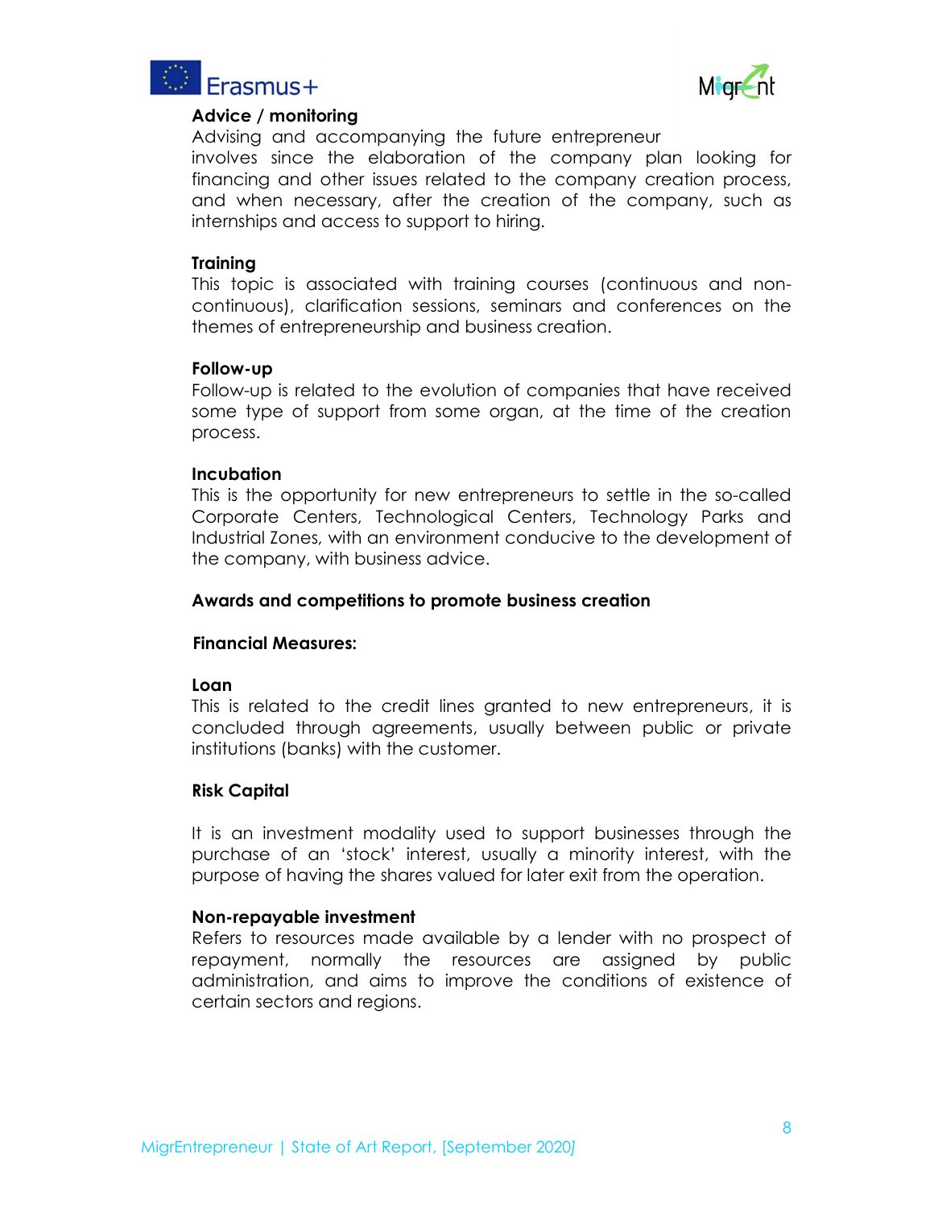**Advice / monitoring**

Advising and accompanying the future entrepreneur involves since the elaboration of the company plan looking for financing and other issues related to the company creation process, and when necessary, after the creation of the company, such as internships and access to support to hiring.

**Training**

This topic is associated with training courses (continuous and non-continuous), clarification sessions, seminars and conferences on the themes of entrepreneurship and business creation.

**Follow-up**

Follow-up is related to the evolution of companies that have received some type of support from some organ, at the time of the creation process.

**Incubation**

This is the opportunity for new entrepreneurs to settle in the so-called Corporate Centers, Technological Centers, Technology Parks and Industrial Zones, with an environment conducive to the development of the company, with business advice.

**Awards and competitions to promote business creation**

**Financial Measures:**

**Loan**

This is related to the credit lines granted to new entrepreneurs, it is concluded through agreements, usually between public or private institutions (banks) with the customer.

**Risk Capital**

It is an investment modality used to support businesses through the purchase of an 'stock' interest, usually a minority interest, with the purpose of having the shares valued for later exit from the operation.

**Non-repayable investment**

Refers to resources made available by a lender with no prospect of repayment, normally the resources are assigned by public administration, and aims to improve the conditions of existence of certain sectors and regions.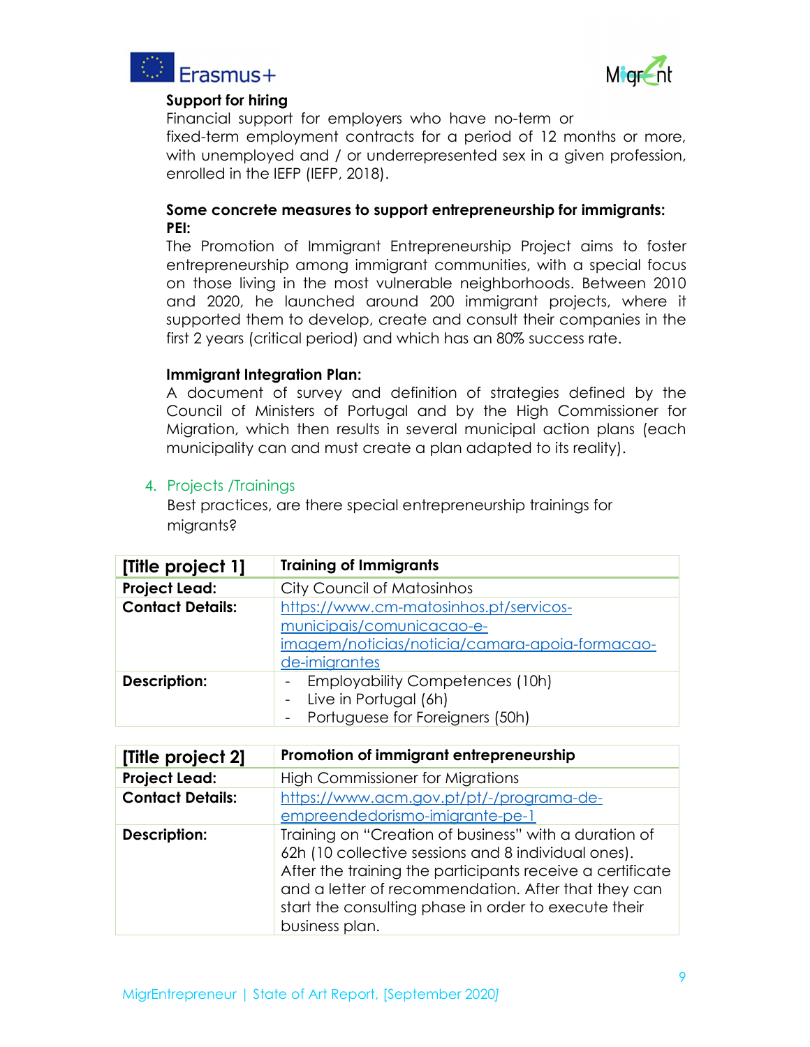**Support for hiring**

Financial support for employers who have no-term or fixed-term employment contracts for a period of 12 months or more, with unemployed and / or underrepresented sex in a given profession, enrolled in the IEFP (IEFP, 2018).

**Some concrete measures to support entrepreneurship for immigrants:**

**PEI:**

The Promotion of Immigrant Entrepreneurship Project aims to foster entrepreneurship among immigrant communities, with a special focus on those living in the most vulnerable neighborhoods. Between 2010 and 2020, he launched around 200 immigrant projects, where it supported them to develop, create and consult their companies in the first 2 years (critical period) and which has an 80% success rate.

**Immigrant Integration Plan:**

A document of survey and definition of strategies defined by the Council of Ministers of Portugal and by the High Commissioner for Migration, which then results in several municipal action plans (each municipality can and must create a plan adapted to its reality).

## 4. Projects /Trainings

Best practices, are there special entrepreneurship trainings for migrants?

| [Title project 1] | Training of Immigrants |
|---|---|
| **Project Lead:** | City Council of Matosinhos |
| **Contact Details:** | https://www.cm-matosinhos.pt/servicos-municipais/comunicacao-e-imagem/noticias/noticia/camara-apoia-formacao-de-imigrantes |
| **Description:** | - Employability Competences (10h)<br>- Live in Portugal (6h)<br>- Portuguese for Foreigners (50h) |

| [Title project 2] | Promotion of immigrant entrepreneurship |
|---|---|
| **Project Lead:** | High Commissioner for Migrations |
| **Contact Details:** | https://www.acm.gov.pt/pt/-/programa-de-empreendedorismo-imigrante-pe-1 |
| **Description:** | Training on "Creation of business" with a duration of 62h (10 collective sessions and 8 individual ones). After the training the participants receive a certificate and a letter of recommendation. After that they can start the consulting phase in order to execute their business plan. |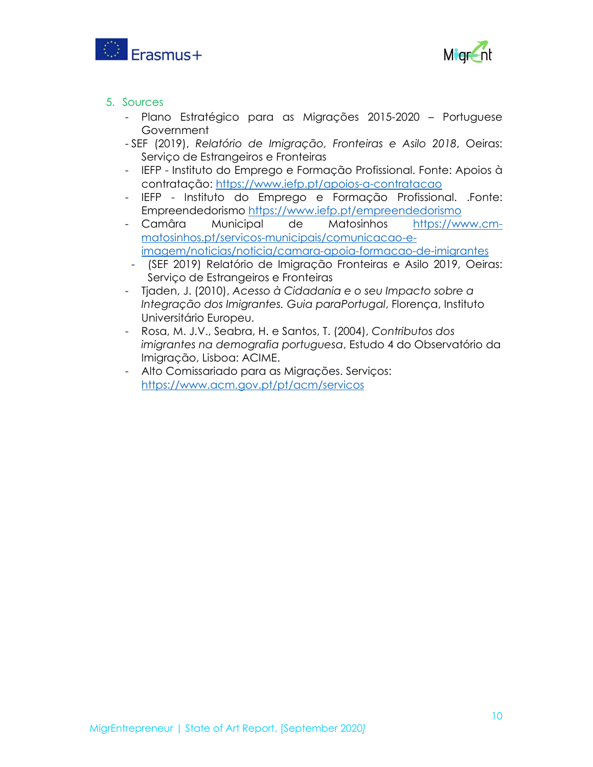## 5. Sources

- Plano Estratégico para as Migrações 2015-2020 – Portuguese Government
- SEF (2019), *Relatório de Imigração, Fronteiras e Asilo 2018*, Oeiras: Serviço de Estrangeiros e Fronteiras
- IEFP - Instituto do Emprego e Formação Profissional. Fonte: Apoios à contratação: https://www.iefp.pt/apoios-a-contratacao
- IEFP - Instituto do Emprego e Formação Profissional. .Fonte: Empreendedorismo https://www.iefp.pt/empreendedorismo
- Camâra Municipal de Matosinhos https://www.cm-matosinhos.pt/servicos-municipais/comunicacao-e-imagem/noticias/noticia/camara-apoia-formacao-de-imigrantes
- (SEF 2019) Relatório de Imigração Fronteiras e Asilo 2019, Oeiras: Serviço de Estrangeiros e Fronteiras
- Tjaden, J. (2010), *Acesso à Cidadania e o seu Impacto sobre a Integração dos Imigrantes. Guia paraPortugal*, Florença, Instituto Universitário Europeu.
- Rosa, M. J.V., Seabra, H. e Santos, T. (2004), *Contributos dos imigrantes na demografia portuguesa*, Estudo 4 do Observatório da Imigração, Lisboa: ACIME.
- Alto Comissariado para as Migrações. Serviços: https://www.acm.gov.pt/pt/acm/servicos